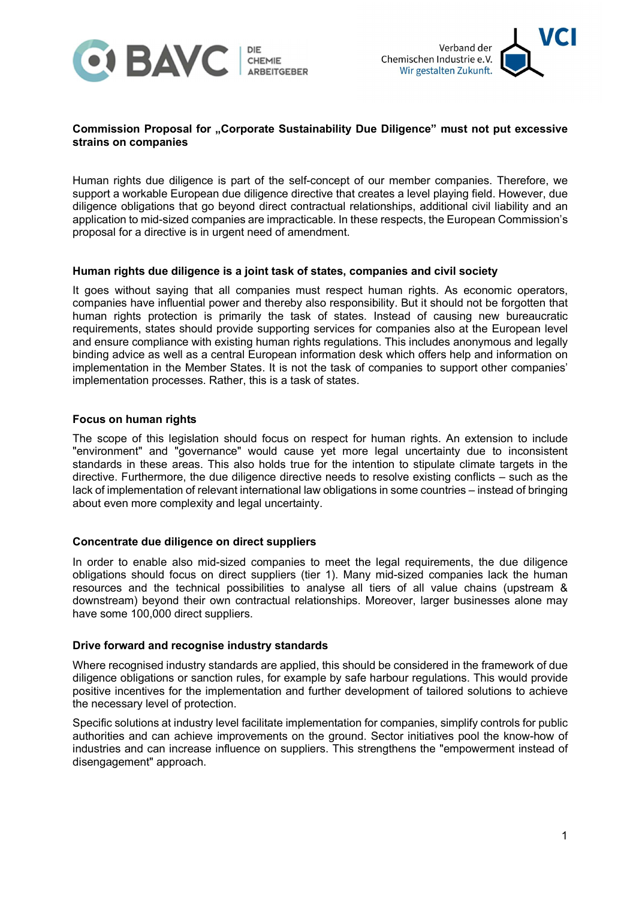**Commission Proposal for „Corporate Sustainability Due Diligence" must not put excessive strains on companies**

Human rights due diligence is part of the self-concept of our member companies. Therefore, we support a workable European due diligence directive that creates a level playing field. However, due diligence obligations that go beyond direct contractual relationships, additional civil liability and an application to mid-sized companies are impracticable. In these respects, the European Commission's proposal for a directive is in urgent need of amendment.

## Human rights due diligence is a joint task of states, companies and civil society

It goes without saying that all companies must respect human rights. As economic operators, companies have influential power and thereby also responsibility. But it should not be forgotten that human rights protection is primarily the task of states. Instead of causing new bureaucratic requirements, states should provide supporting services for companies also at the European level and ensure compliance with existing human rights regulations. This includes anonymous and legally binding advice as well as a central European information desk which offers help and information on implementation in the Member States. It is not the task of companies to support other companies' implementation processes. Rather, this is a task of states.

## Focus on human rights

The scope of this legislation should focus on respect for human rights. An extension to include "environment" and "governance" would cause yet more legal uncertainty due to inconsistent standards in these areas. This also holds true for the intention to stipulate climate targets in the directive. Furthermore, the due diligence directive needs to resolve existing conflicts – such as the lack of implementation of relevant international law obligations in some countries – instead of bringing about even more complexity and legal uncertainty.

## Concentrate due diligence on direct suppliers

In order to enable also mid-sized companies to meet the legal requirements, the due diligence obligations should focus on direct suppliers (tier 1). Many mid-sized companies lack the human resources and the technical possibilities to analyse all tiers of all value chains (upstream & downstream) beyond their own contractual relationships. Moreover, larger businesses alone may have some 100,000 direct suppliers.

## Drive forward and recognise industry standards

Where recognised industry standards are applied, this should be considered in the framework of due diligence obligations or sanction rules, for example by safe harbour regulations. This would provide positive incentives for the implementation and further development of tailored solutions to achieve the necessary level of protection.

Specific solutions at industry level facilitate implementation for companies, simplify controls for public authorities and can achieve improvements on the ground. Sector initiatives pool the know-how of industries and can increase influence on suppliers. This strengthens the "empowerment instead of disengagement" approach.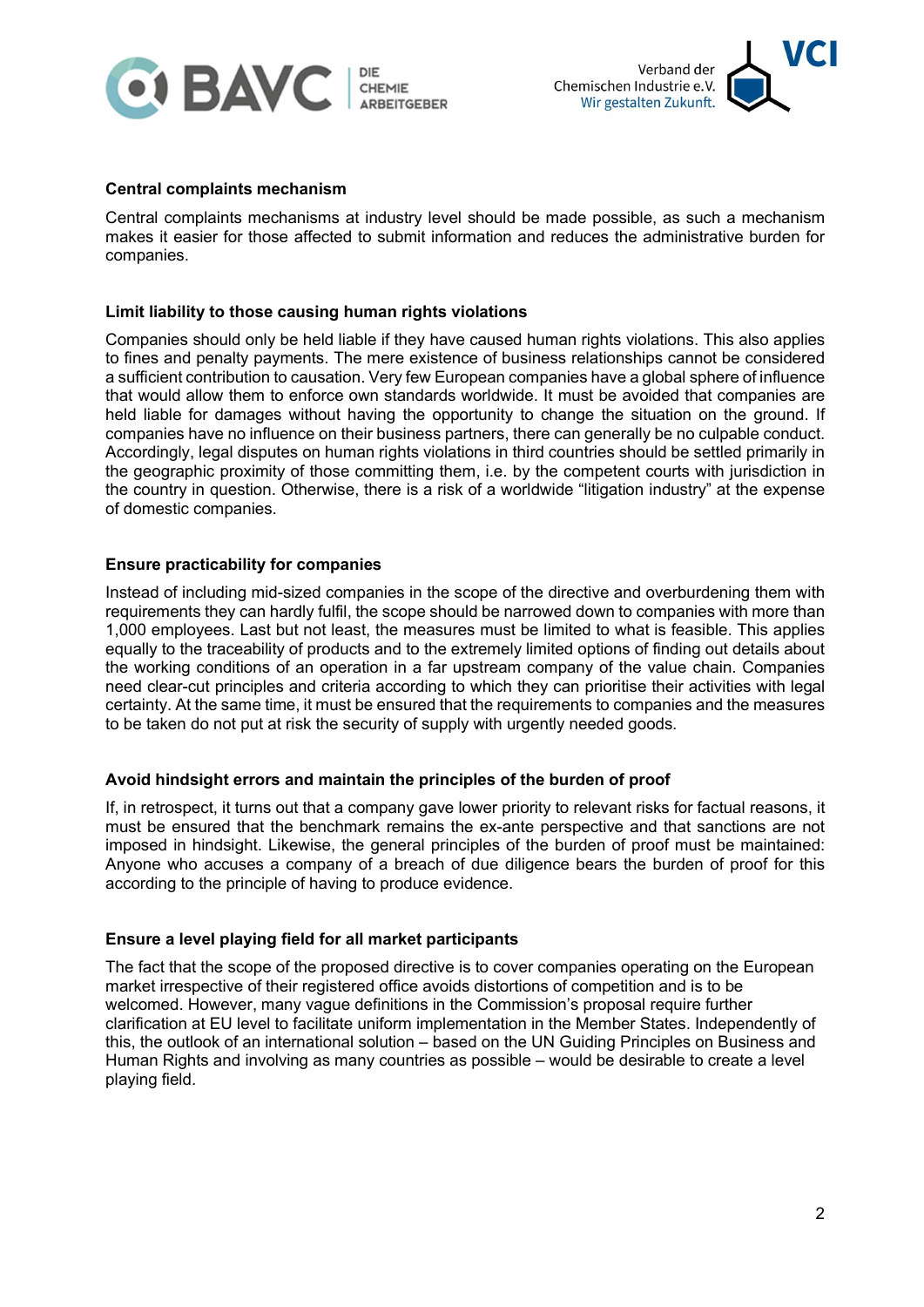### Central complaints mechanism

Central complaints mechanisms at industry level should be made possible, as such a mechanism makes it easier for those affected to submit information and reduces the administrative burden for companies.

### Limit liability to those causing human rights violations

Companies should only be held liable if they have caused human rights violations. This also applies to fines and penalty payments. The mere existence of business relationships cannot be considered a sufficient contribution to causation. Very few European companies have a global sphere of influence that would allow them to enforce own standards worldwide. It must be avoided that companies are held liable for damages without having the opportunity to change the situation on the ground. If companies have no influence on their business partners, there can generally be no culpable conduct. Accordingly, legal disputes on human rights violations in third countries should be settled primarily in the geographic proximity of those committing them, i.e. by the competent courts with jurisdiction in the country in question. Otherwise, there is a risk of a worldwide "litigation industry" at the expense of domestic companies.

### Ensure practicability for companies

Instead of including mid-sized companies in the scope of the directive and overburdening them with requirements they can hardly fulfil, the scope should be narrowed down to companies with more than 1,000 employees. Last but not least, the measures must be limited to what is feasible. This applies equally to the traceability of products and to the extremely limited options of finding out details about the working conditions of an operation in a far upstream company of the value chain. Companies need clear-cut principles and criteria according to which they can prioritise their activities with legal certainty. At the same time, it must be ensured that the requirements to companies and the measures to be taken do not put at risk the security of supply with urgently needed goods.

### Avoid hindsight errors and maintain the principles of the burden of proof

If, in retrospect, it turns out that a company gave lower priority to relevant risks for factual reasons, it must be ensured that the benchmark remains the ex-ante perspective and that sanctions are not imposed in hindsight. Likewise, the general principles of the burden of proof must be maintained: Anyone who accuses a company of a breach of due diligence bears the burden of proof for this according to the principle of having to produce evidence.

### Ensure a level playing field for all market participants

The fact that the scope of the proposed directive is to cover companies operating on the European market irrespective of their registered office avoids distortions of competition and is to be welcomed. However, many vague definitions in the Commission's proposal require further clarification at EU level to facilitate uniform implementation in the Member States. Independently of this, the outlook of an international solution – based on the UN Guiding Principles on Business and Human Rights and involving as many countries as possible – would be desirable to create a level playing field.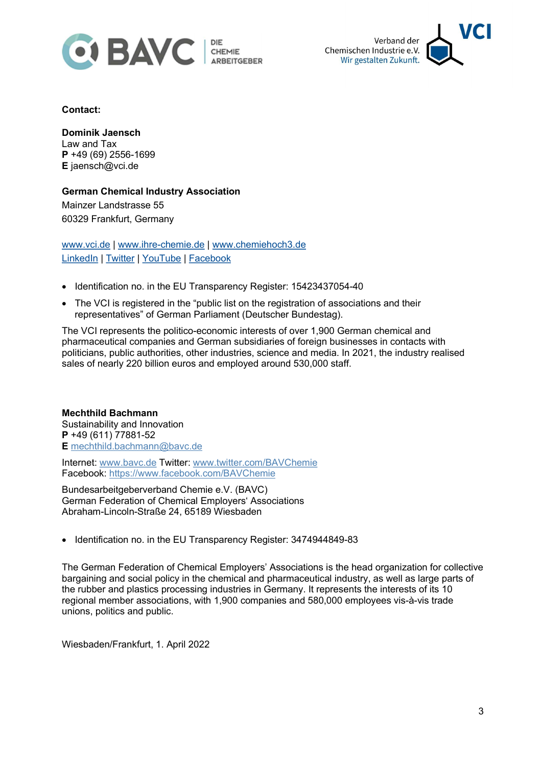**Contact:**

**Dominik Jaensch**
Law and Tax
**P** +49 (69) 2556-1699
**E** jaensch@vci.de

**German Chemical Industry Association**
Mainzer Landstrasse 55
60329 Frankfurt, Germany

www.vci.de | www.ihre-chemie.de | www.chemiehoch3.de
LinkedIn | Twitter | YouTube | Facebook

- Identification no. in the EU Transparency Register: 15423437054-40
- The VCI is registered in the "public list on the registration of associations and their representatives" of German Parliament (Deutscher Bundestag).

The VCI represents the politico-economic interests of over 1,900 German chemical and pharmaceutical companies and German subsidiaries of foreign businesses in contacts with politicians, public authorities, other industries, science and media. In 2021, the industry realised sales of nearly 220 billion euros and employed around 530,000 staff.

**Mechthild Bachmann**
Sustainability and Innovation
**P** +49 (611) 77881-52
**E** mechthild.bachmann@bavc.de

Internet: www.bavc.de Twitter: www.twitter.com/BAVChemie
Facebook: https://www.facebook.com/BAVChemie

Bundesarbeitgeberverband Chemie e.V. (BAVC)
German Federation of Chemical Employers' Associations
Abraham-Lincoln-Straße 24, 65189 Wiesbaden

- Identification no. in the EU Transparency Register: 3474944849-83

The German Federation of Chemical Employers' Associations is the head organization for collective bargaining and social policy in the chemical and pharmaceutical industry, as well as large parts of the rubber and plastics processing industries in Germany. It represents the interests of its 10 regional member associations, with 1,900 companies and 580,000 employees vis-à-vis trade unions, politics and public.

Wiesbaden/Frankfurt, 1. April 2022